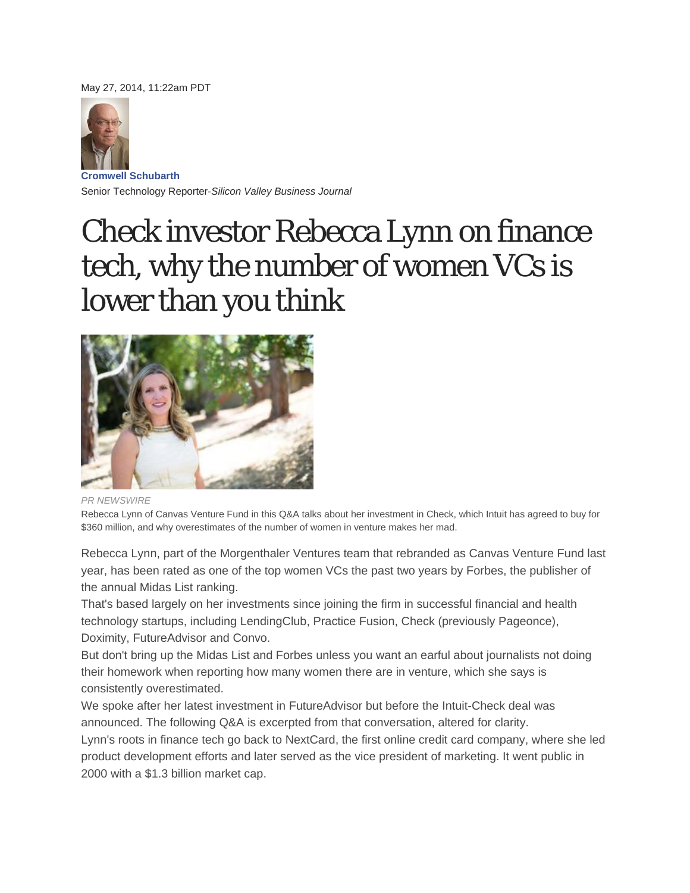May 27, 2014, 11:22am PDT

**Cromwell Schubarth**
Senior Technology Reporter-*Silicon Valley Business Journal*

# Check investor Rebecca Lynn on finance tech, why the number of women VCs is lower than you think

*PR NEWSWIRE*
Rebecca Lynn of Canvas Venture Fund in this Q&A talks about her investment in Check, which Intuit has agreed to buy for $360 million, and why overestimates of the number of women in venture makes her mad.

Rebecca Lynn, part of the Morgenthaler Ventures team that rebranded as Canvas Venture Fund last year, has been rated as one of the top women VCs the past two years by Forbes, the publisher of the annual Midas List ranking.

That's based largely on her investments since joining the firm in successful financial and health technology startups, including LendingClub, Practice Fusion, Check (previously Pageonce), Doximity, FutureAdvisor and Convo.

But don't bring up the Midas List and Forbes unless you want an earful about journalists not doing their homework when reporting how many women there are in venture, which she says is consistently overestimated.

We spoke after her latest investment in FutureAdvisor but before the Intuit-Check deal was announced. The following Q&A is excerpted from that conversation, altered for clarity.

Lynn's roots in finance tech go back to NextCard, the first online credit card company, where she led product development efforts and later served as the vice president of marketing. It went public in 2000 with a $1.3 billion market cap.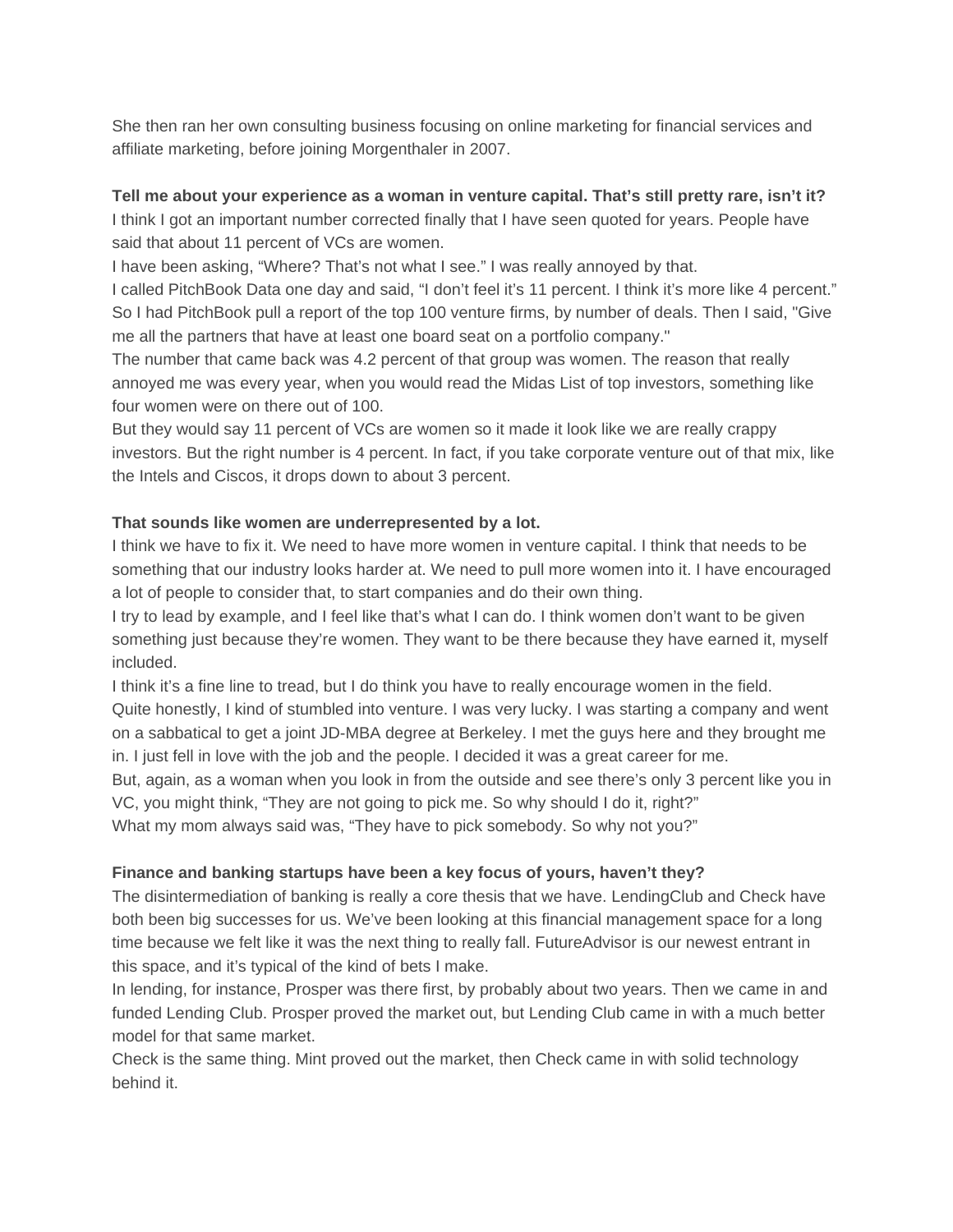She then ran her own consulting business focusing on online marketing for financial services and affiliate marketing, before joining Morgenthaler in 2007.

**Tell me about your experience as a woman in venture capital. That's still pretty rare, isn't it?**

I think I got an important number corrected finally that I have seen quoted for years. People have said that about 11 percent of VCs are women.

I have been asking, "Where? That's not what I see." I was really annoyed by that.

I called PitchBook Data one day and said, "I don't feel it's 11 percent. I think it's more like 4 percent." So I had PitchBook pull a report of the top 100 venture firms, by number of deals. Then I said, "Give me all the partners that have at least one board seat on a portfolio company."

The number that came back was 4.2 percent of that group was women. The reason that really annoyed me was every year, when you would read the Midas List of top investors, something like four women were on there out of 100.

But they would say 11 percent of VCs are women so it made it look like we are really crappy investors. But the right number is 4 percent. In fact, if you take corporate venture out of that mix, like the Intels and Ciscos, it drops down to about 3 percent.

**That sounds like women are underrepresented by a lot.**

I think we have to fix it. We need to have more women in venture capital. I think that needs to be something that our industry looks harder at. We need to pull more women into it. I have encouraged a lot of people to consider that, to start companies and do their own thing.

I try to lead by example, and I feel like that's what I can do. I think women don't want to be given something just because they're women. They want to be there because they have earned it, myself included.

I think it's a fine line to tread, but I do think you have to really encourage women in the field.

Quite honestly, I kind of stumbled into venture. I was very lucky. I was starting a company and went on a sabbatical to get a joint JD-MBA degree at Berkeley. I met the guys here and they brought me in. I just fell in love with the job and the people. I decided it was a great career for me.

But, again, as a woman when you look in from the outside and see there's only 3 percent like you in VC, you might think, "They are not going to pick me. So why should I do it, right?"

What my mom always said was, "They have to pick somebody. So why not you?"

**Finance and banking startups have been a key focus of yours, haven't they?**

The disintermediation of banking is really a core thesis that we have. LendingClub and Check have both been big successes for us. We've been looking at this financial management space for a long time because we felt like it was the next thing to really fall. FutureAdvisor is our newest entrant in this space, and it's typical of the kind of bets I make.

In lending, for instance, Prosper was there first, by probably about two years. Then we came in and funded Lending Club. Prosper proved the market out, but Lending Club came in with a much better model for that same market.

Check is the same thing. Mint proved out the market, then Check came in with solid technology behind it.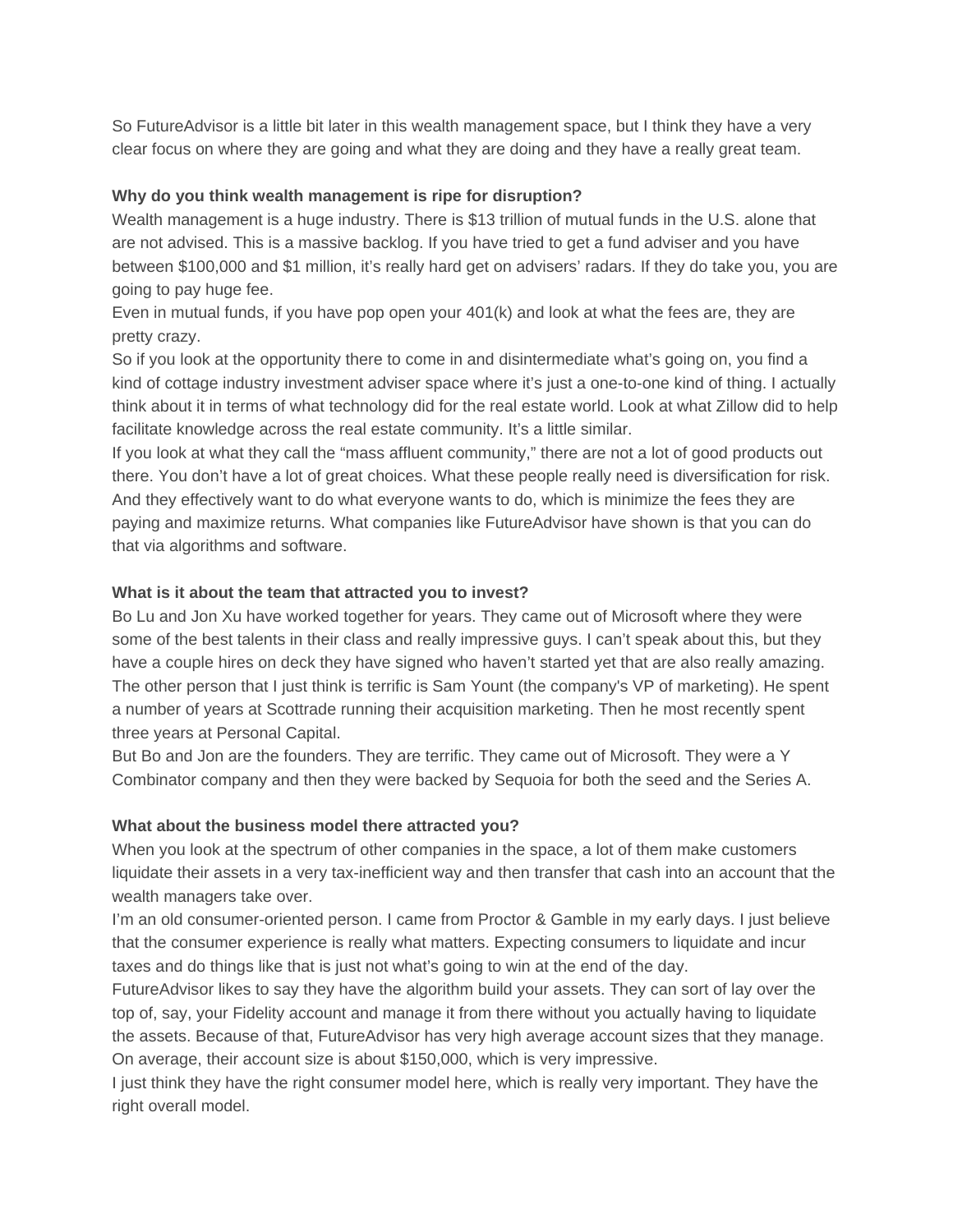So FutureAdvisor is a little bit later in this wealth management space, but I think they have a very clear focus on where they are going and what they are doing and they have a really great team.

**Why do you think wealth management is ripe for disruption?**

Wealth management is a huge industry. There is $13 trillion of mutual funds in the U.S. alone that are not advised. This is a massive backlog. If you have tried to get a fund adviser and you have between $100,000 and $1 million, it's really hard get on advisers' radars. If they do take you, you are going to pay huge fee.

Even in mutual funds, if you have pop open your 401(k) and look at what the fees are, they are pretty crazy.

So if you look at the opportunity there to come in and disintermediate what's going on, you find a kind of cottage industry investment adviser space where it's just a one-to-one kind of thing. I actually think about it in terms of what technology did for the real estate world. Look at what Zillow did to help facilitate knowledge across the real estate community. It's a little similar.

If you look at what they call the "mass affluent community," there are not a lot of good products out there. You don't have a lot of great choices. What these people really need is diversification for risk. And they effectively want to do what everyone wants to do, which is minimize the fees they are paying and maximize returns. What companies like FutureAdvisor have shown is that you can do that via algorithms and software.

**What is it about the team that attracted you to invest?**

Bo Lu and Jon Xu have worked together for years. They came out of Microsoft where they were some of the best talents in their class and really impressive guys. I can't speak about this, but they have a couple hires on deck they have signed who haven't started yet that are also really amazing. The other person that I just think is terrific is Sam Yount (the company's VP of marketing). He spent a number of years at Scottrade running their acquisition marketing. Then he most recently spent three years at Personal Capital.

But Bo and Jon are the founders. They are terrific. They came out of Microsoft. They were a Y Combinator company and then they were backed by Sequoia for both the seed and the Series A.

**What about the business model there attracted you?**

When you look at the spectrum of other companies in the space, a lot of them make customers liquidate their assets in a very tax-inefficient way and then transfer that cash into an account that the wealth managers take over.

I'm an old consumer-oriented person. I came from Proctor & Gamble in my early days. I just believe that the consumer experience is really what matters. Expecting consumers to liquidate and incur taxes and do things like that is just not what's going to win at the end of the day.

FutureAdvisor likes to say they have the algorithm build your assets. They can sort of lay over the top of, say, your Fidelity account and manage it from there without you actually having to liquidate the assets. Because of that, FutureAdvisor has very high average account sizes that they manage. On average, their account size is about $150,000, which is very impressive.

I just think they have the right consumer model here, which is really very important. They have the right overall model.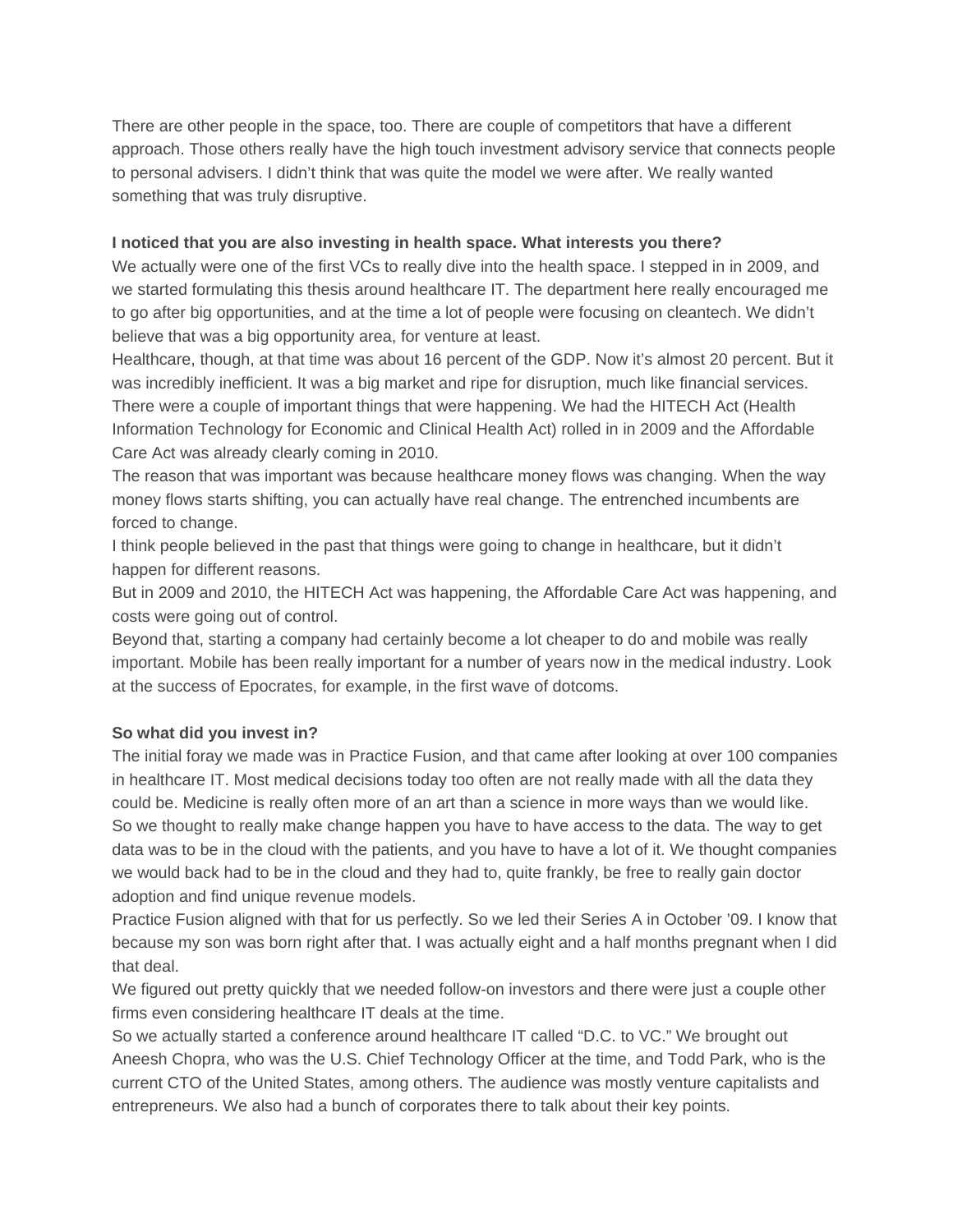There are other people in the space, too. There are couple of competitors that have a different approach. Those others really have the high touch investment advisory service that connects people to personal advisers. I didn't think that was quite the model we were after. We really wanted something that was truly disruptive.

**I noticed that you are also investing in health space. What interests you there?**

We actually were one of the first VCs to really dive into the health space. I stepped in in 2009, and we started formulating this thesis around healthcare IT. The department here really encouraged me to go after big opportunities, and at the time a lot of people were focusing on cleantech. We didn't believe that was a big opportunity area, for venture at least.

Healthcare, though, at that time was about 16 percent of the GDP. Now it's almost 20 percent. But it was incredibly inefficient. It was a big market and ripe for disruption, much like financial services.

There were a couple of important things that were happening. We had the HITECH Act (Health Information Technology for Economic and Clinical Health Act) rolled in in 2009 and the Affordable Care Act was already clearly coming in 2010.

The reason that was important was because healthcare money flows was changing. When the way money flows starts shifting, you can actually have real change. The entrenched incumbents are forced to change.

I think people believed in the past that things were going to change in healthcare, but it didn't happen for different reasons.

But in 2009 and 2010, the HITECH Act was happening, the Affordable Care Act was happening, and costs were going out of control.

Beyond that, starting a company had certainly become a lot cheaper to do and mobile was really important. Mobile has been really important for a number of years now in the medical industry. Look at the success of Epocrates, for example, in the first wave of dotcoms.

**So what did you invest in?**

The initial foray we made was in Practice Fusion, and that came after looking at over 100 companies in healthcare IT. Most medical decisions today too often are not really made with all the data they could be. Medicine is really often more of an art than a science in more ways than we would like.

So we thought to really make change happen you have to have access to the data. The way to get data was to be in the cloud with the patients, and you have to have a lot of it. We thought companies we would back had to be in the cloud and they had to, quite frankly, be free to really gain doctor adoption and find unique revenue models.

Practice Fusion aligned with that for us perfectly. So we led their Series A in October '09. I know that because my son was born right after that. I was actually eight and a half months pregnant when I did that deal.

We figured out pretty quickly that we needed follow-on investors and there were just a couple other firms even considering healthcare IT deals at the time.

So we actually started a conference around healthcare IT called "D.C. to VC." We brought out Aneesh Chopra, who was the U.S. Chief Technology Officer at the time, and Todd Park, who is the current CTO of the United States, among others. The audience was mostly venture capitalists and entrepreneurs. We also had a bunch of corporates there to talk about their key points.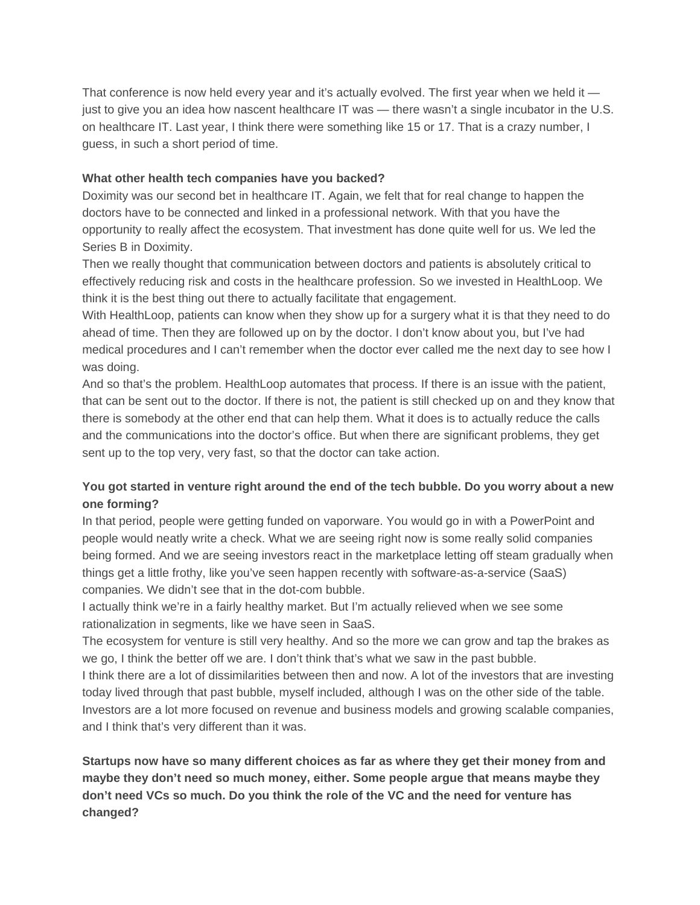That conference is now held every year and it's actually evolved. The first year when we held it — just to give you an idea how nascent healthcare IT was — there wasn't a single incubator in the U.S. on healthcare IT. Last year, I think there were something like 15 or 17. That is a crazy number, I guess, in such a short period of time.

**What other health tech companies have you backed?**

Doximity was our second bet in healthcare IT. Again, we felt that for real change to happen the doctors have to be connected and linked in a professional network. With that you have the opportunity to really affect the ecosystem. That investment has done quite well for us. We led the Series B in Doximity.

Then we really thought that communication between doctors and patients is absolutely critical to effectively reducing risk and costs in the healthcare profession. So we invested in HealthLoop. We think it is the best thing out there to actually facilitate that engagement.

With HealthLoop, patients can know when they show up for a surgery what it is that they need to do ahead of time. Then they are followed up on by the doctor. I don't know about you, but I've had medical procedures and I can't remember when the doctor ever called me the next day to see how I was doing.

And so that's the problem. HealthLoop automates that process. If there is an issue with the patient, that can be sent out to the doctor. If there is not, the patient is still checked up on and they know that there is somebody at the other end that can help them. What it does is to actually reduce the calls and the communications into the doctor's office. But when there are significant problems, they get sent up to the top very, very fast, so that the doctor can take action.

**You got started in venture right around the end of the tech bubble. Do you worry about a new one forming?**

In that period, people were getting funded on vaporware. You would go in with a PowerPoint and people would neatly write a check. What we are seeing right now is some really solid companies being formed. And we are seeing investors react in the marketplace letting off steam gradually when things get a little frothy, like you've seen happen recently with software-as-a-service (SaaS) companies. We didn't see that in the dot-com bubble.

I actually think we're in a fairly healthy market. But I'm actually relieved when we see some rationalization in segments, like we have seen in SaaS.

The ecosystem for venture is still very healthy. And so the more we can grow and tap the brakes as we go, I think the better off we are. I don't think that's what we saw in the past bubble.

I think there are a lot of dissimilarities between then and now. A lot of the investors that are investing today lived through that past bubble, myself included, although I was on the other side of the table. Investors are a lot more focused on revenue and business models and growing scalable companies, and I think that's very different than it was.

**Startups now have so many different choices as far as where they get their money from and maybe they don't need so much money, either. Some people argue that means maybe they don't need VCs so much. Do you think the role of the VC and the need for venture has changed?**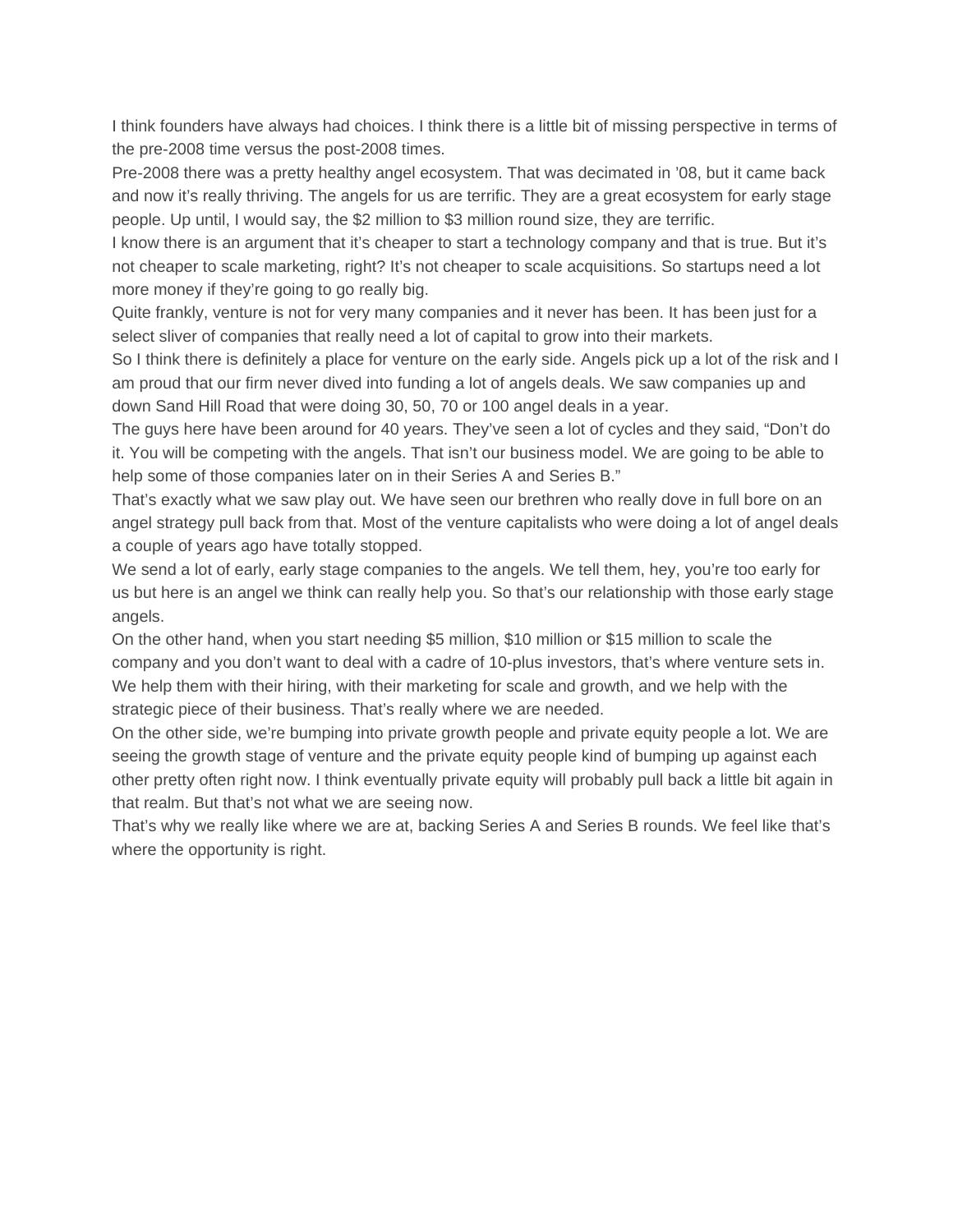I think founders have always had choices. I think there is a little bit of missing perspective in terms of the pre-2008 time versus the post-2008 times.

Pre-2008 there was a pretty healthy angel ecosystem. That was decimated in '08, but it came back and now it's really thriving. The angels for us are terrific. They are a great ecosystem for early stage people. Up until, I would say, the $2 million to $3 million round size, they are terrific.

I know there is an argument that it's cheaper to start a technology company and that is true. But it's not cheaper to scale marketing, right? It's not cheaper to scale acquisitions. So startups need a lot more money if they're going to go really big.

Quite frankly, venture is not for very many companies and it never has been. It has been just for a select sliver of companies that really need a lot of capital to grow into their markets.

So I think there is definitely a place for venture on the early side. Angels pick up a lot of the risk and I am proud that our firm never dived into funding a lot of angels deals. We saw companies up and down Sand Hill Road that were doing 30, 50, 70 or 100 angel deals in a year.

The guys here have been around for 40 years. They've seen a lot of cycles and they said, "Don't do it. You will be competing with the angels. That isn't our business model. We are going to be able to help some of those companies later on in their Series A and Series B."

That's exactly what we saw play out. We have seen our brethren who really dove in full bore on an angel strategy pull back from that. Most of the venture capitalists who were doing a lot of angel deals a couple of years ago have totally stopped.

We send a lot of early, early stage companies to the angels. We tell them, hey, you're too early for us but here is an angel we think can really help you. So that's our relationship with those early stage angels.

On the other hand, when you start needing $5 million, $10 million or $15 million to scale the company and you don't want to deal with a cadre of 10-plus investors, that's where venture sets in. We help them with their hiring, with their marketing for scale and growth, and we help with the strategic piece of their business. That's really where we are needed.

On the other side, we're bumping into private growth people and private equity people a lot. We are seeing the growth stage of venture and the private equity people kind of bumping up against each other pretty often right now. I think eventually private equity will probably pull back a little bit again in that realm. But that's not what we are seeing now.

That's why we really like where we are at, backing Series A and Series B rounds. We feel like that's where the opportunity is right.